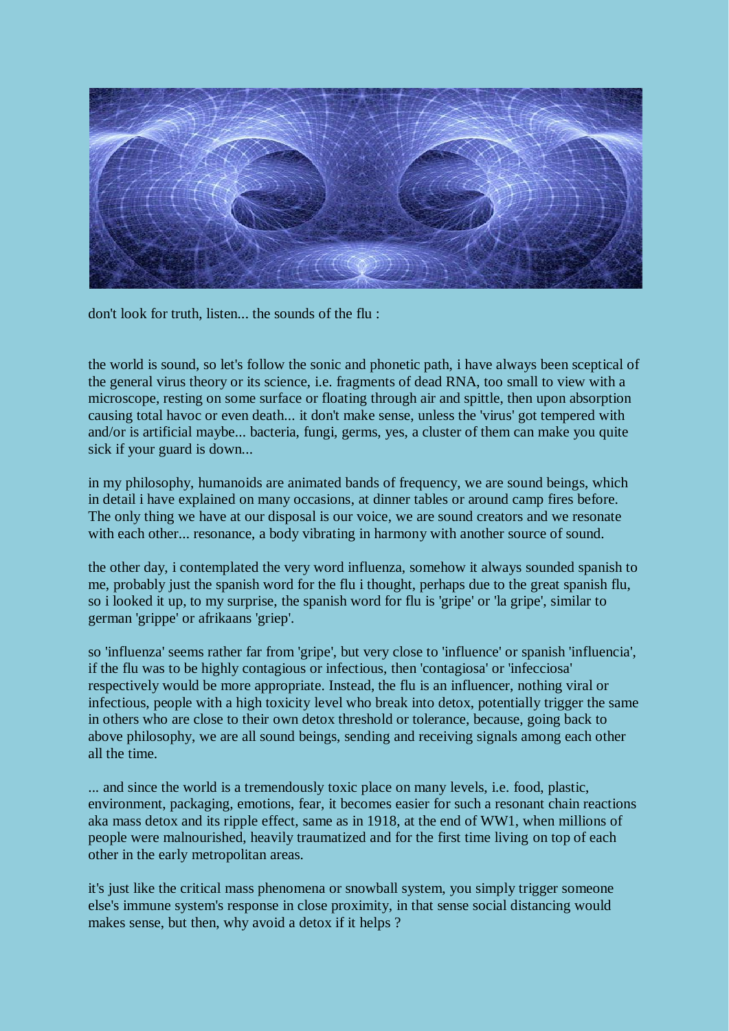don't look for truth, listen... the sounds of the flu :

the world is sound, so let's follow the sonic and phonetic path, i have always been sceptical of the general virus theory or its science, i.e. fragments of dead RNA, too small to view with a microscope, resting on some surface or floating through air and spittle, then upon absorption causing total havoc or even death... it don't make sense, unless the 'virus' got tempered with and/or is artificial maybe... bacteria, fungi, germs, yes, a cluster of them can make you quite sick if your guard is down...

in my philosophy, humanoids are animated bands of frequency, we are sound beings, which in detail i have explained on many occasions, at dinner tables or around camp fires before. The only thing we have at our disposal is our voice, we are sound creators and we resonate with each other... resonance, a body vibrating in harmony with another source of sound.

the other day, i contemplated the very word influenza, somehow it always sounded spanish to me, probably just the spanish word for the flu i thought, perhaps due to the great spanish flu, so i looked it up, to my surprise, the spanish word for flu is 'gripe' or 'la gripe', similar to german 'grippe' or afrikaans 'griep'.

so 'influenza' seems rather far from 'gripe', but very close to 'influence' or spanish 'influencia', if the flu was to be highly contagious or infectious, then 'contagiosa' or 'infecciosa' respectively would be more appropriate. Instead, the flu is an influencer, nothing viral or infectious, people with a high toxicity level who break into detox, potentially trigger the same in others who are close to their own detox threshold or tolerance, because, going back to above philosophy, we are all sound beings, sending and receiving signals among each other all the time.

... and since the world is a tremendously toxic place on many levels, i.e. food, plastic, environment, packaging, emotions, fear, it becomes easier for such a resonant chain reactions aka mass detox and its ripple effect, same as in 1918, at the end of WW1, when millions of people were malnourished, heavily traumatized and for the first time living on top of each other in the early metropolitan areas.

it's just like the critical mass phenomena or snowball system, you simply trigger someone else's immune system's response in close proximity, in that sense social distancing would makes sense, but then, why avoid a detox if it helps ?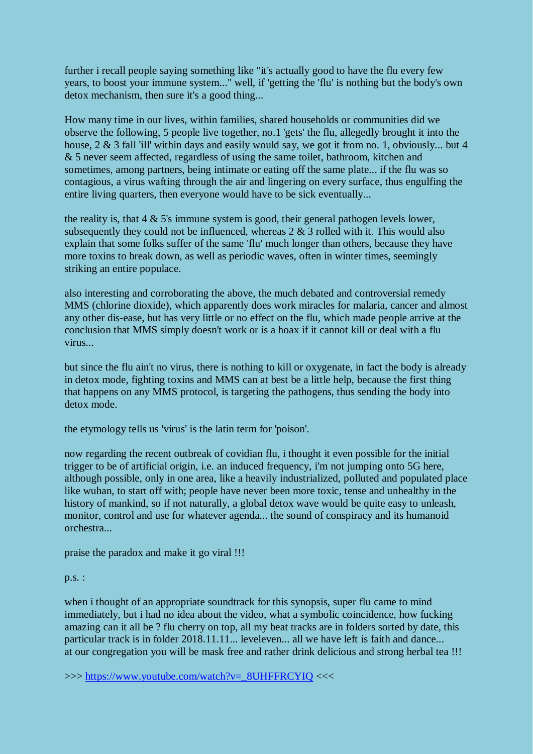further i recall people saying something like "it's actually good to have the flu every few years, to boost your immune system..." well, if 'getting the 'flu' is nothing but the body's own detox mechanism, then sure it's a good thing...

How many time in our lives, within families, shared households or communities did we observe the following, 5 people live together, no.1 'gets' the flu, allegedly brought it into the house, 2 & 3 fall 'ill' within days and easily would say, we got it from no. 1, obviously... but 4 & 5 never seem affected, regardless of using the same toilet, bathroom, kitchen and sometimes, among partners, being intimate or eating off the same plate... if the flu was so contagious, a virus wafting through the air and lingering on every surface, thus engulfing the entire living quarters, then everyone would have to be sick eventually...

the reality is, that 4 & 5's immune system is good, their general pathogen levels lower, subsequently they could not be influenced, whereas 2 & 3 rolled with it. This would also explain that some folks suffer of the same 'flu' much longer than others, because they have more toxins to break down, as well as periodic waves, often in winter times, seemingly striking an entire populace.

also interesting and corroborating the above, the much debated and controversial remedy MMS (chlorine dioxide), which apparently does work miracles for malaria, cancer and almost any other dis-ease, but has very little or no effect on the flu, which made people arrive at the conclusion that MMS simply doesn't work or is a hoax if it cannot kill or deal with a flu virus...

but since the flu ain't no virus, there is nothing to kill or oxygenate, in fact the body is already in detox mode, fighting toxins and MMS can at best be a little help, because the first thing that happens on any MMS protocol, is targeting the pathogens, thus sending the body into detox mode.

the etymology tells us 'virus' is the latin term for 'poison'.

now regarding the recent outbreak of covidian flu, i thought it even possible for the initial trigger to be of artificial origin, i.e. an induced frequency, i'm not jumping onto 5G here, although possible, only in one area, like a heavily industrialized, polluted and populated place like wuhan, to start off with; people have never been more toxic, tense and unhealthy in the history of mankind, so if not naturally, a global detox wave would be quite easy to unleash, monitor, control and use for whatever agenda... the sound of conspiracy and its humanoid orchestra...

praise the paradox and make it go viral !!!

p.s. :

when i thought of an appropriate soundtrack for this synopsis, super flu came to mind immediately, but i had no idea about the video, what a symbolic coincidence, how fucking amazing can it all be ? flu cherry on top, all my beat tracks are in folders sorted by date, this particular track is in folder 2018.11.11... leveleven... all we have left is faith and dance... at our congregation you will be mask free and rather drink delicious and strong herbal tea !!!

>>> https://www.youtube.com/watch?v=_8UHFFRCYIQ <<<